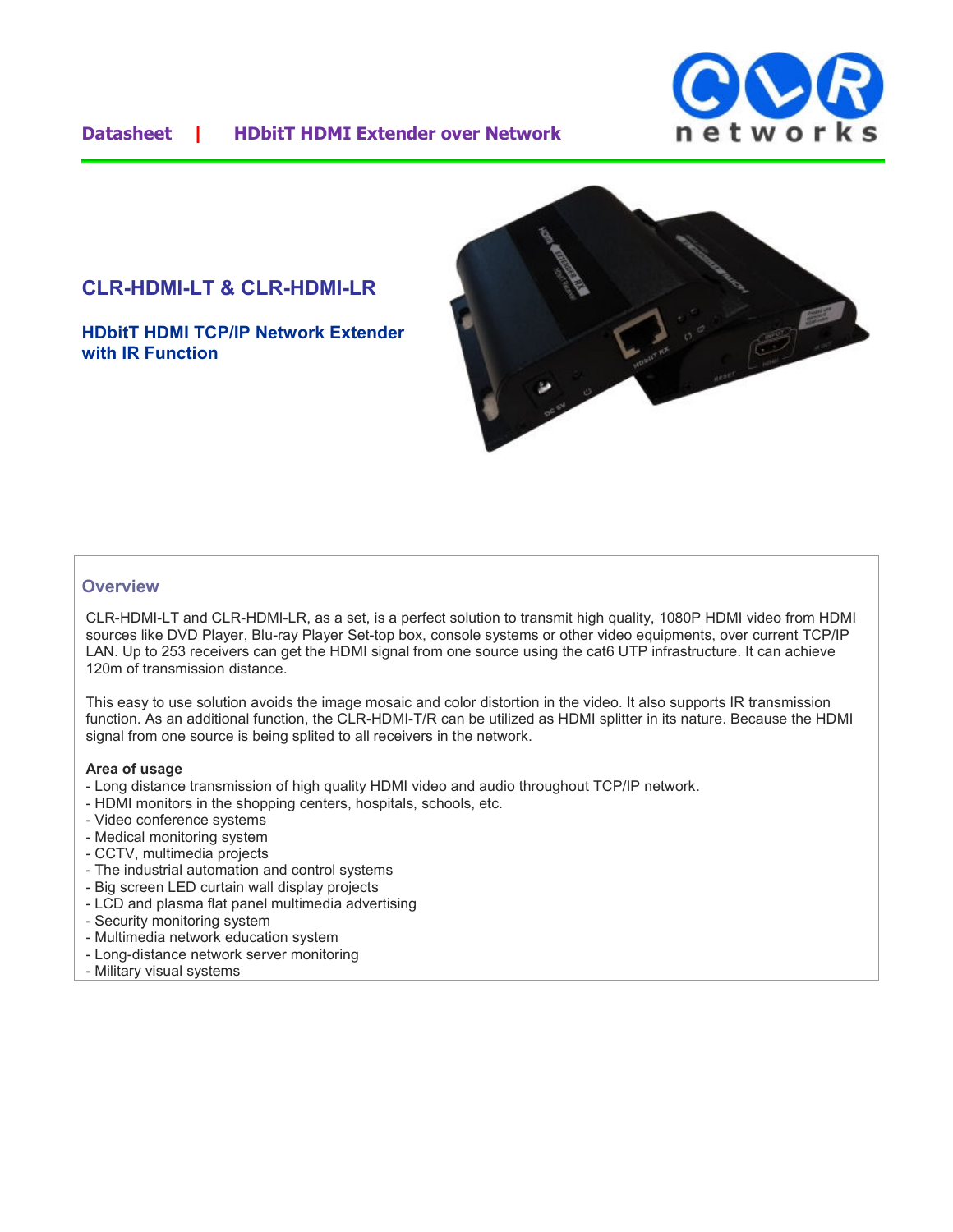Datasheet | HDbitT HDMI Extender over Network

# CLR-HDMI-LT & CLR-HDMI-LR

### HDbitT HDMI TCP/IP Network Extender with IR Function

## Overview

CLR-HDMI-LT and CLR-HDMI-LR, as a set, is a perfect solution to transmit high quality, 1080P HDMI video from HDMI sources like DVD Player, Blu-ray Player Set-top box, console systems or other video equipments, over current TCP/IP LAN. Up to 253 receivers can get the HDMI signal from one source using the cat6 UTP infrastructure. It can achieve 120m of transmission distance.

This easy to use solution avoids the image mosaic and color distortion in the video. It also supports IR transmission function. As an additional function, the CLR-HDMI-T/R can be utilized as HDMI splitter in its nature. Because the HDMI signal from one source is being splited to all receivers in the network.

**Area of usage**

- Long distance transmission of high quality HDMI video and audio throughout TCP/IP network.
- HDMI monitors in the shopping centers, hospitals, schools, etc.
- Video conference systems
- Medical monitoring system
- CCTV, multimedia projects
- The industrial automation and control systems
- Big screen LED curtain wall display projects
- LCD and plasma flat panel multimedia advertising
- Security monitoring system
- Multimedia network education system
- Long-distance network server monitoring
- Military visual systems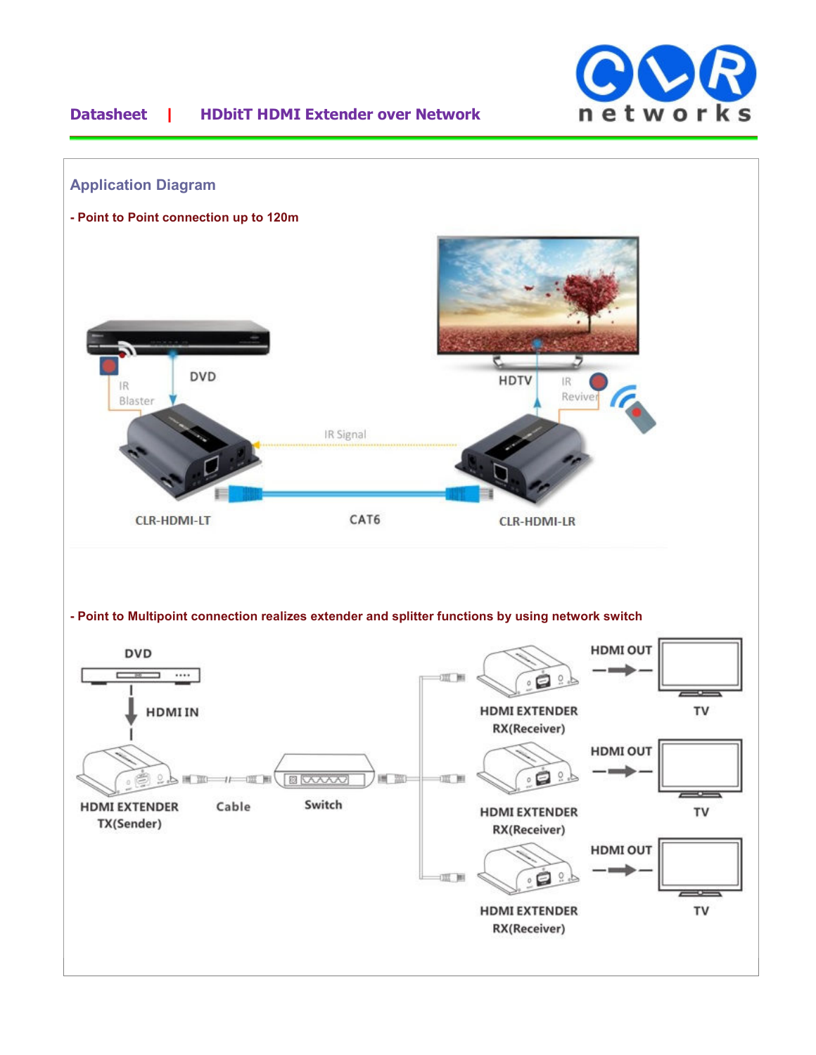## Application Diagram

**- Point to Point connection up to 120m**

**- Point to Multipoint connection realizes extender and splitter functions by using network switch**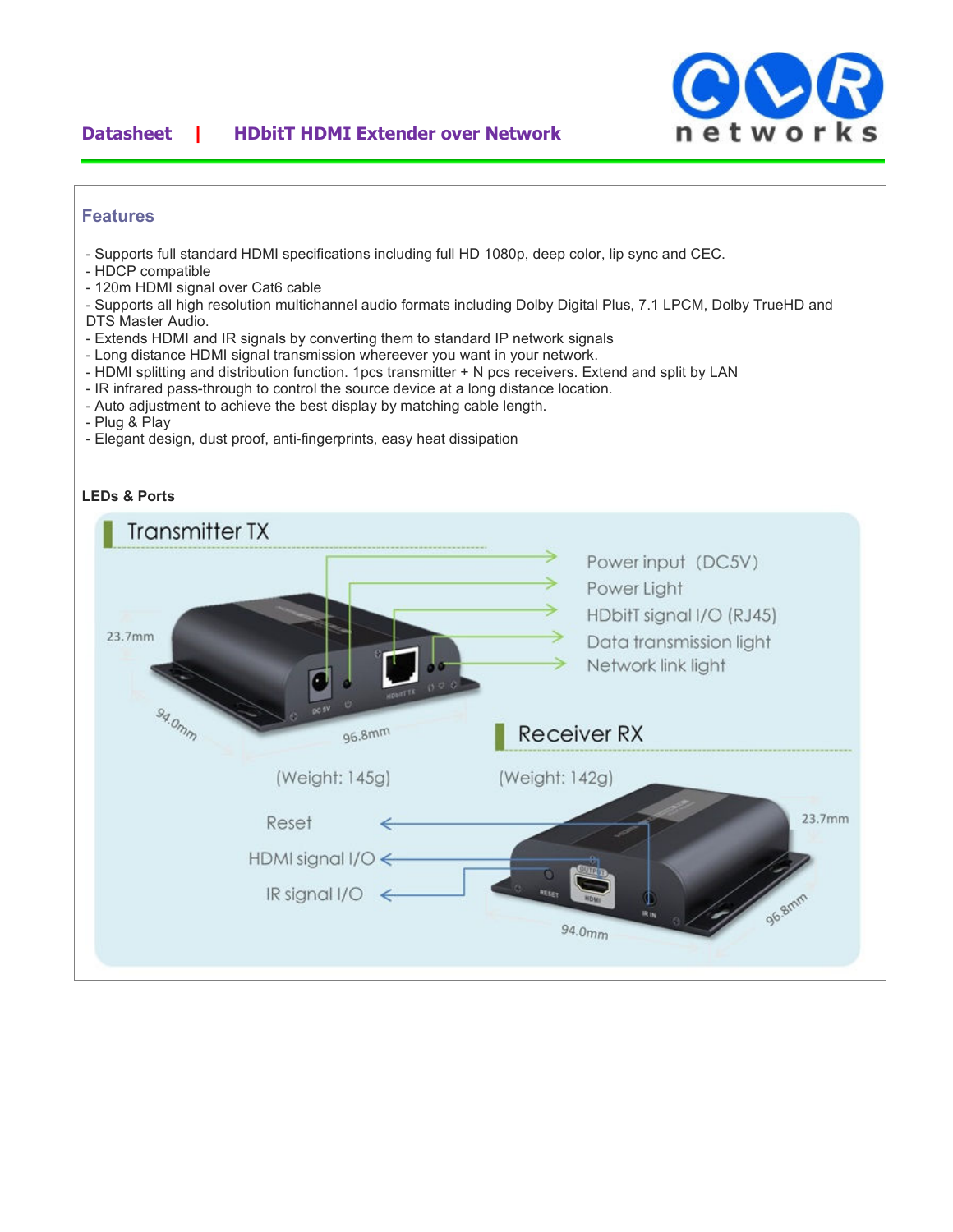## Features

- Supports full standard HDMI specifications including full HD 1080p, deep color, lip sync and CEC.
- HDCP compatible
- 120m HDMI signal over Cat6 cable
- Supports all high resolution multichannel audio formats including Dolby Digital Plus, 7.1 LPCM, Dolby TrueHD and DTS Master Audio.
- Extends HDMI and IR signals by converting them to standard IP network signals
- Long distance HDMI signal transmission whereever you want in your network.
- HDMI splitting and distribution function. 1pcs transmitter + N pcs receivers. Extend and split by LAN
- IR infrared pass-through to control the source device at a long distance location.
- Auto adjustment to achieve the best display by matching cable length.
- Plug & Play
- Elegant design, dust proof, anti-fingerprints, easy heat dissipation

**LEDs & Ports**

**Transmitter TX**

- Power input (DC5V)
- Power Light
- HDbitT signal I/O (RJ45)
- Data transmission light
- Network link light

23.7mm, 94.0mm, 96.8mm

(Weight: 145g)

**Receiver RX**

(Weight: 142g)

- Reset
- HDMI signal I/O
- IR signal I/O

23.7mm, 94.0mm, 96.8mm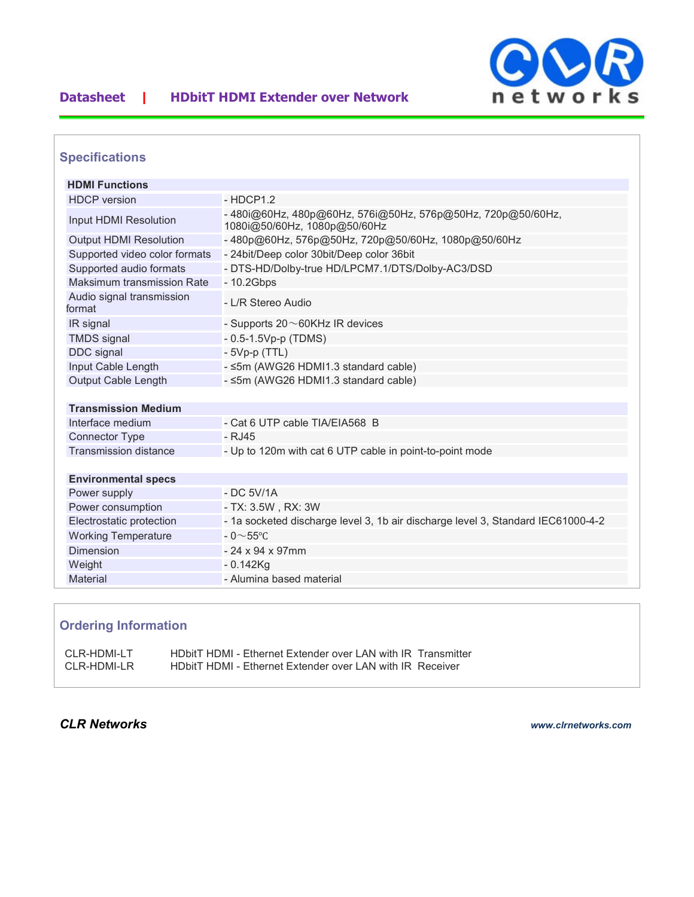## Specifications

| | |
|---|---|
| **HDMI Functions** | |
| HDCP version | - HDCP1.2 |
| Input HDMI Resolution | - 480i@60Hz, 480p@60Hz, 576i@50Hz, 576p@50Hz, 720p@50/60Hz, 1080i@50/60Hz, 1080p@50/60Hz |
| Output HDMI Resolution | - 480p@60Hz, 576p@50Hz, 720p@50/60Hz, 1080p@50/60Hz |
| Supported video color formats | - 24bit/Deep color 30bit/Deep color 36bit |
| Supported audio formats | - DTS-HD/Dolby-true HD/LPCM7.1/DTS/Dolby-AC3/DSD |
| Maksimum transmission Rate | - 10.2Gbps |
| Audio signal transmission format | - L/R Stereo Audio |
| IR signal | - Supports 20～60KHz IR devices |
| TMDS signal | - 0.5-1.5Vp-p (TDMS) |
| DDC signal | - 5Vp-p (TTL) |
| Input Cable Length | - ≤5m (AWG26 HDMI1.3 standard cable) |
| Output Cable Length | - ≤5m (AWG26 HDMI1.3 standard cable) |
| **Transmission Medium** | |
| Interface medium | - Cat 6 UTP cable TIA/EIA568 B |
| Connector Type | - RJ45 |
| Transmission distance | - Up to 120m with cat 6 UTP cable in point-to-point mode |
| **Environmental specs** | |
| Power supply | - DC 5V/1A |
| Power consumption | - TX: 3.5W , RX: 3W |
| Electrostatic protection | - 1a socketed discharge level 3, 1b air discharge level 3, Standard IEC61000-4-2 |
| Working Temperature | - 0～55℃ |
| Dimension | - 24 x 94 x 97mm |
| Weight | - 0.142Kg |
| Material | - Alumina based material |

## Ordering Information

| | |
|---|---|
| CLR-HDMI-LT | HDbitT HDMI - Ethernet Extender over LAN with IR Transmitter |
| CLR-HDMI-LR | HDbitT HDMI - Ethernet Extender over LAN with IR Receiver |